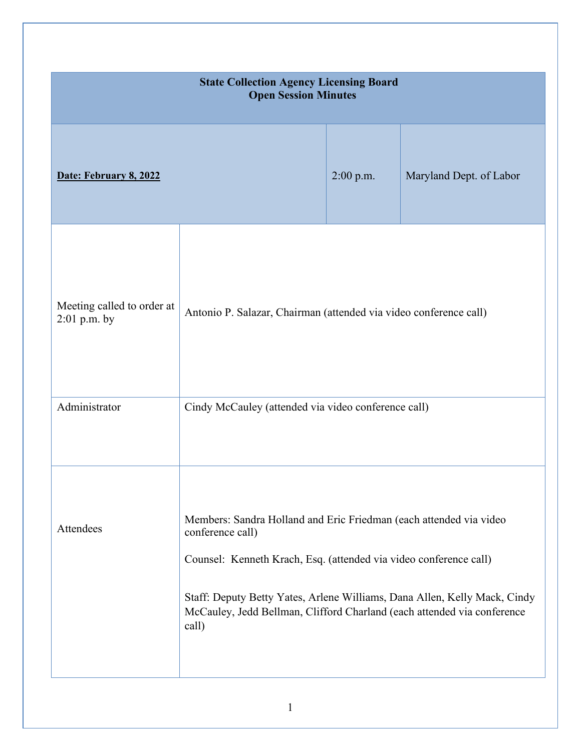| **State Collection Agency Licensing Board**<br>**Open Session Minutes** | | | |
|---|---|---|---|
| **Date: February 8, 2022** | | 2:00 p.m. | Maryland Dept. of Labor |
| Meeting called to order at 2:01 p.m. by | Antonio P. Salazar, Chairman (attended via video conference call) | | |
| Administrator | Cindy McCauley (attended via video conference call) | | |
| Attendees | Members: Sandra Holland and Eric Friedman (each attended via video conference call)<br><br>Counsel: Kenneth Krach, Esq. (attended via video conference call)<br><br>Staff: Deputy Betty Yates, Arlene Williams, Dana Allen, Kelly Mack, Cindy McCauley, Jedd Bellman, Clifford Charland (each attended via conference call) | | |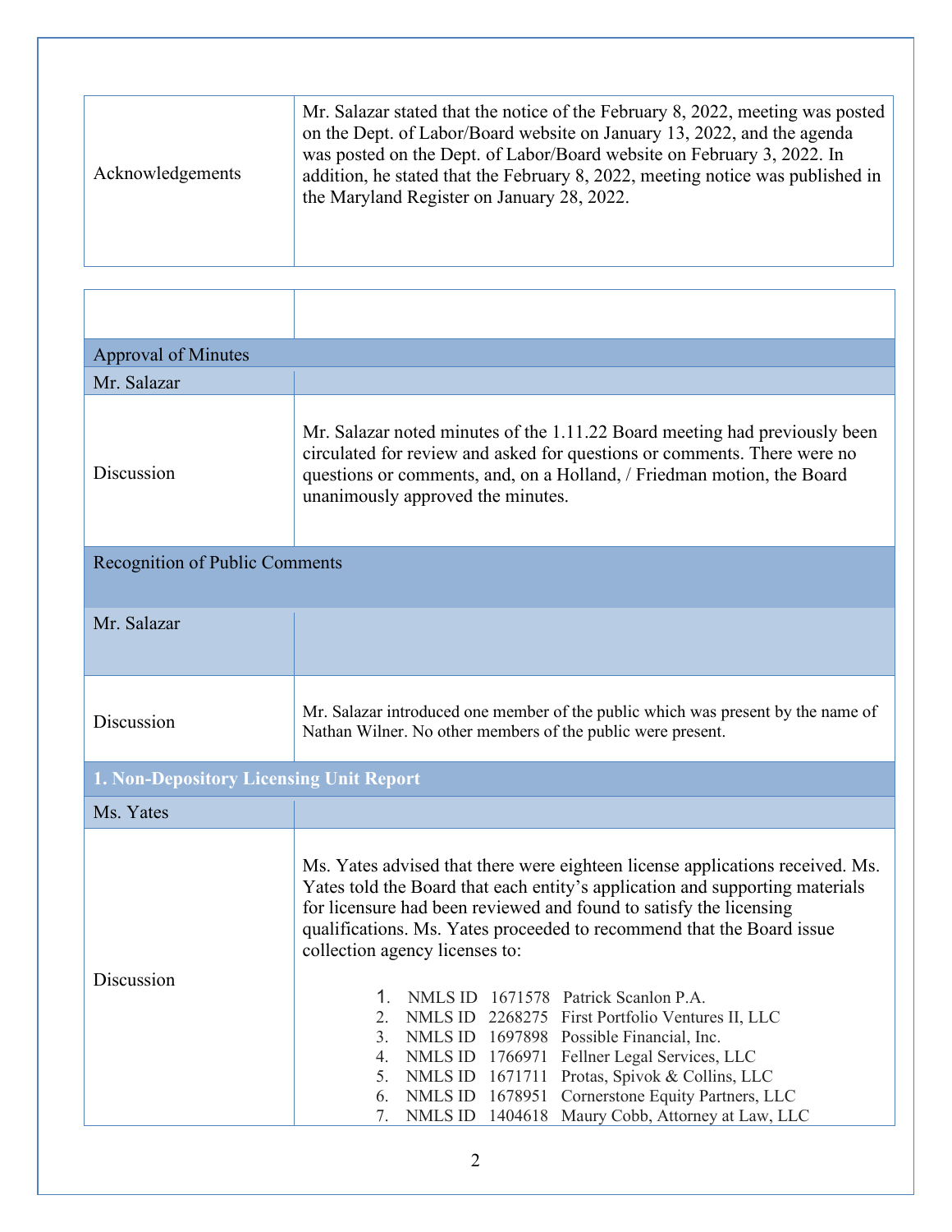| | |
|---|---|
| Acknowledgements | Mr. Salazar stated that the notice of the February 8, 2022, meeting was posted on the Dept. of Labor/Board website on January 13, 2022, and the agenda was posted on the Dept. of Labor/Board website on February 3, 2022. In addition, he stated that the February 8, 2022, meeting notice was published in the Maryland Register on January 28, 2022. |

| | |
|---|---|
| **Approval of Minutes** | |
| Mr. Salazar | |
| Discussion | Mr. Salazar noted minutes of the 1.11.22 Board meeting had previously been circulated for review and asked for questions or comments. There were no questions or comments, and, on a Holland, / Friedman motion, the Board unanimously approved the minutes. |
| **Recognition of Public Comments** | |
| Mr. Salazar | |
| Discussion | Mr. Salazar introduced one member of the public which was present by the name of Nathan Wilner. No other members of the public were present. |
| **1. Non-Depository Licensing Unit Report** | |
| Ms. Yates | |
| Discussion | Ms. Yates advised that there were eighteen license applications received. Ms. Yates told the Board that each entity's application and supporting materials for licensure had been reviewed and found to satisfy the licensing qualifications. Ms. Yates proceeded to recommend that the Board issue collection agency licenses to:<br><br>1. NMLS ID 1671578 Patrick Scanlon P.A.<br>2. NMLS ID 2268275 First Portfolio Ventures II, LLC<br>3. NMLS ID 1697898 Possible Financial, Inc.<br>4. NMLS ID 1766971 Fellner Legal Services, LLC<br>5. NMLS ID 1671711 Protas, Spivok & Collins, LLC<br>6. NMLS ID 1678951 Cornerstone Equity Partners, LLC<br>7. NMLS ID 1404618 Maury Cobb, Attorney at Law, LLC |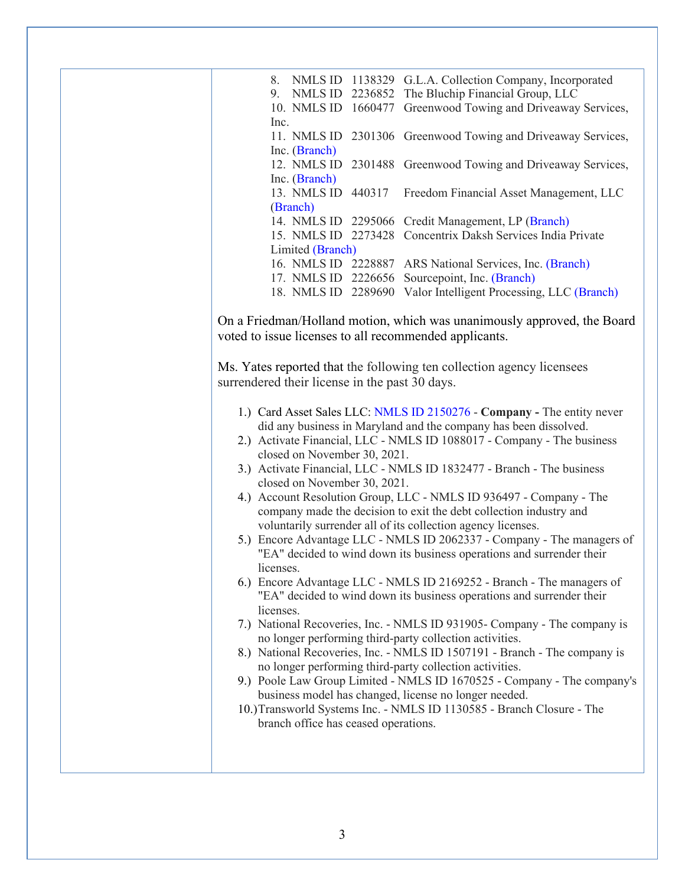8. NMLS ID 1138329 G.L.A. Collection Company, Incorporated
9. NMLS ID 2236852 The Bluchip Financial Group, LLC
10. NMLS ID 1660477 Greenwood Towing and Driveaway Services, Inc.
11. NMLS ID 2301306 Greenwood Towing and Driveaway Services, Inc. (Branch)
12. NMLS ID 2301488 Greenwood Towing and Driveaway Services, Inc. (Branch)
13. NMLS ID 440317 Freedom Financial Asset Management, LLC (Branch)
14. NMLS ID 2295066 Credit Management, LP (Branch)
15. NMLS ID 2273428 Concentrix Daksh Services India Private Limited (Branch)
16. NMLS ID 2228887 ARS National Services, Inc. (Branch)
17. NMLS ID 2226656 Sourcepoint, Inc. (Branch)
18. NMLS ID 2289690 Valor Intelligent Processing, LLC (Branch)

On a Friedman/Holland motion, which was unanimously approved, the Board voted to issue licenses to all recommended applicants.

Ms. Yates reported that the following ten collection agency licensees surrendered their license in the past 30 days.

1.) Card Asset Sales LLC: NMLS ID 2150276 - **Company -** The entity never did any business in Maryland and the company has been dissolved.
2.) Activate Financial, LLC - NMLS ID 1088017 - Company - The business closed on November 30, 2021.
3.) Activate Financial, LLC - NMLS ID 1832477 - Branch - The business closed on November 30, 2021.
4.) Account Resolution Group, LLC - NMLS ID 936497 - Company - The company made the decision to exit the debt collection industry and voluntarily surrender all of its collection agency licenses.
5.) Encore Advantage LLC - NMLS ID 2062337 - Company - The managers of "EA" decided to wind down its business operations and surrender their licenses.
6.) Encore Advantage LLC - NMLS ID 2169252 - Branch - The managers of "EA" decided to wind down its business operations and surrender their licenses.
7.) National Recoveries, Inc. - NMLS ID 931905- Company - The company is no longer performing third-party collection activities.
8.) National Recoveries, Inc. - NMLS ID 1507191 - Branch - The company is no longer performing third-party collection activities.
9.) Poole Law Group Limited - NMLS ID 1670525 - Company - The company's business model has changed, license no longer needed.
10.) Transworld Systems Inc. - NMLS ID 1130585 - Branch Closure - The branch office has ceased operations.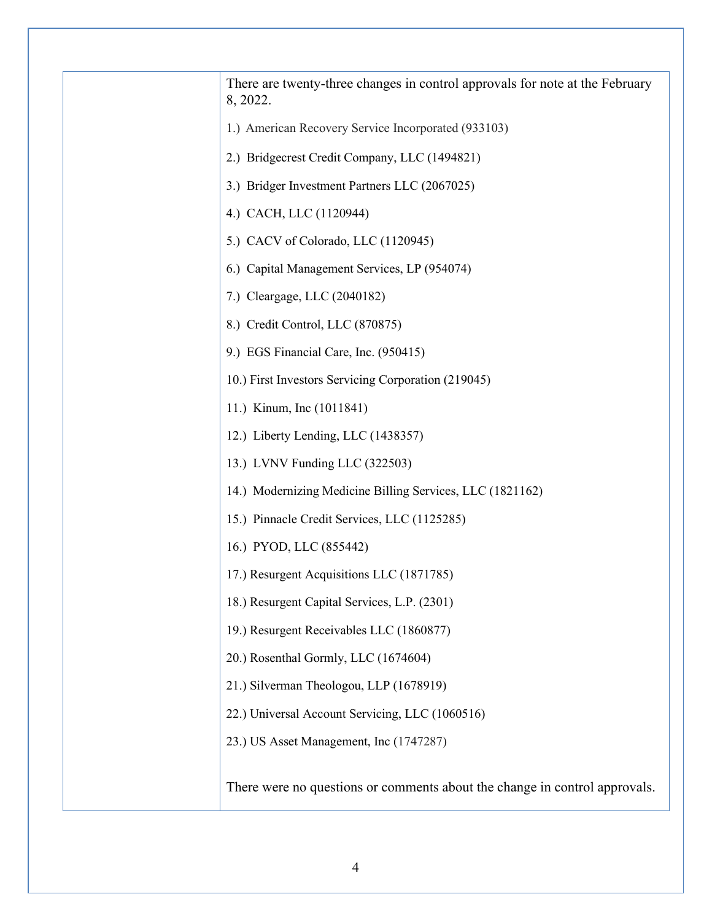| | |
|---|---|
| | There are twenty-three changes in control approvals for note at the February 8, 2022.<br><br>1.) American Recovery Service Incorporated (933103)<br><br>2.) Bridgecrest Credit Company, LLC (1494821)<br><br>3.) Bridger Investment Partners LLC (2067025)<br><br>4.) CACH, LLC (1120944)<br><br>5.) CACV of Colorado, LLC (1120945)<br><br>6.) Capital Management Services, LP (954074)<br><br>7.) Cleargage, LLC (2040182)<br><br>8.) Credit Control, LLC (870875)<br><br>9.) EGS Financial Care, Inc. (950415)<br><br>10.) First Investors Servicing Corporation (219045)<br><br>11.) Kinum, Inc (1011841)<br><br>12.) Liberty Lending, LLC (1438357)<br><br>13.) LVNV Funding LLC (322503)<br><br>14.) Modernizing Medicine Billing Services, LLC (1821162)<br><br>15.) Pinnacle Credit Services, LLC (1125285)<br><br>16.) PYOD, LLC (855442)<br><br>17.) Resurgent Acquisitions LLC (1871785)<br><br>18.) Resurgent Capital Services, L.P. (2301)<br><br>19.) Resurgent Receivables LLC (1860877)<br><br>20.) Rosenthal Gormly, LLC (1674604)<br><br>21.) Silverman Theologou, LLP (1678919)<br><br>22.) Universal Account Servicing, LLC (1060516)<br><br>23.) US Asset Management, Inc (1747287)<br><br>There were no questions or comments about the change in control approvals. |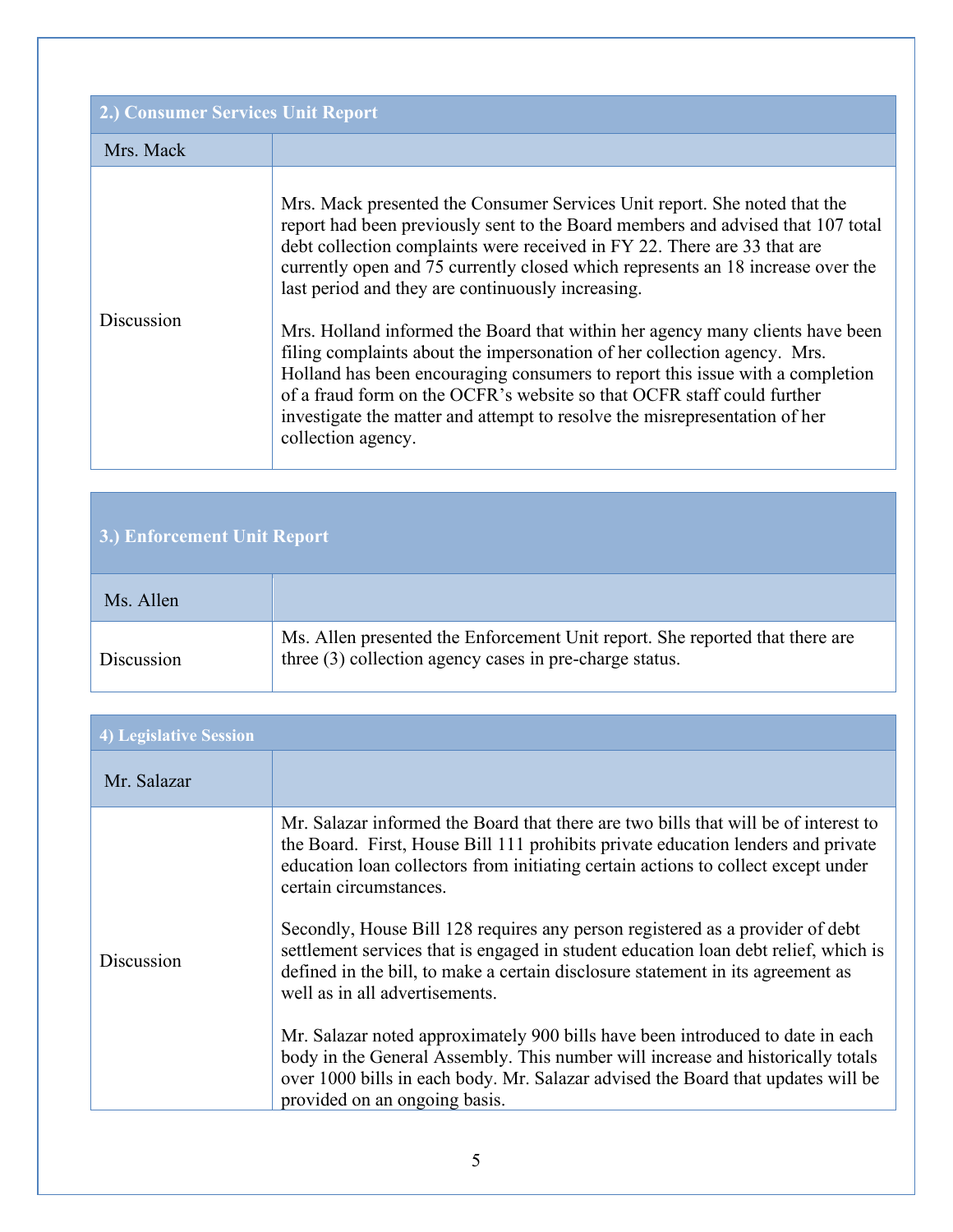| 2.) Consumer Services Unit Report | |
|---|---|
| Mrs. Mack | |
| Discussion | Mrs. Mack presented the Consumer Services Unit report. She noted that the report had been previously sent to the Board members and advised that 107 total debt collection complaints were received in FY 22. There are 33 that are currently open and 75 currently closed which represents an 18 increase over the last period and they are continuously increasing.<br><br>Mrs. Holland informed the Board that within her agency many clients have been filing complaints about the impersonation of her collection agency. Mrs. Holland has been encouraging consumers to report this issue with a completion of a fraud form on the OCFR's website so that OCFR staff could further investigate the matter and attempt to resolve the misrepresentation of her collection agency. |

| 3.) Enforcement Unit Report | |
|---|---|
| Ms. Allen | |
| Discussion | Ms. Allen presented the Enforcement Unit report. She reported that there are three (3) collection agency cases in pre-charge status. |

| 4) Legislative Session | |
|---|---|
| Mr. Salazar | |
| Discussion | Mr. Salazar informed the Board that there are two bills that will be of interest to the Board. First, House Bill 111 prohibits private education lenders and private education loan collectors from initiating certain actions to collect except under certain circumstances.<br><br>Secondly, House Bill 128 requires any person registered as a provider of debt settlement services that is engaged in student education loan debt relief, which is defined in the bill, to make a certain disclosure statement in its agreement as well as in all advertisements.<br><br>Mr. Salazar noted approximately 900 bills have been introduced to date in each body in the General Assembly. This number will increase and historically totals over 1000 bills in each body. Mr. Salazar advised the Board that updates will be provided on an ongoing basis. |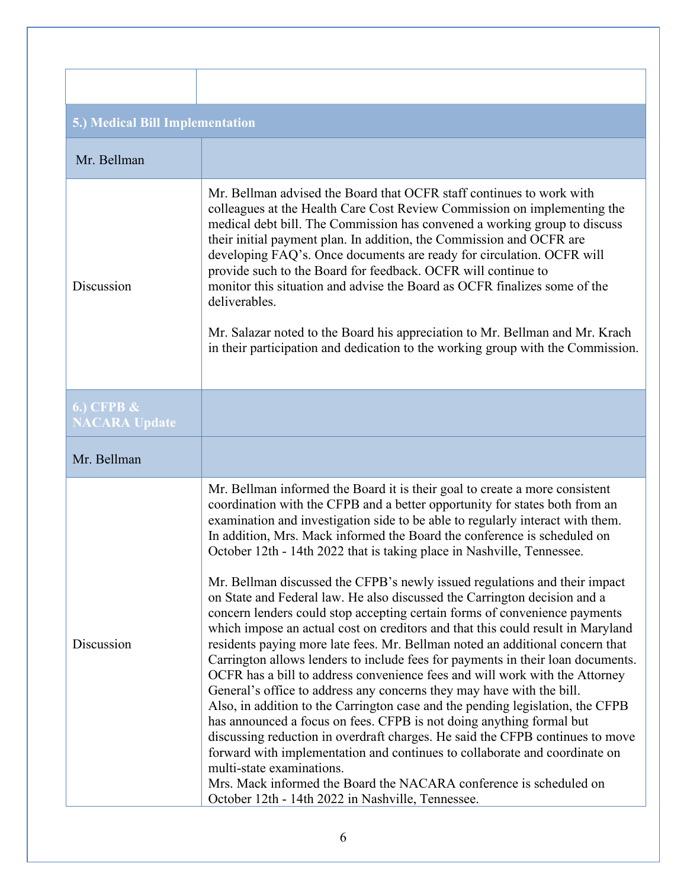| | |
|---|---|
| **5.) Medical Bill Implementation** | |
| Mr. Bellman | |
| Discussion | Mr. Bellman advised the Board that OCFR staff continues to work with colleagues at the Health Care Cost Review Commission on implementing the medical debt bill. The Commission has convened a working group to discuss their initial payment plan. In addition, the Commission and OCFR are developing FAQ's. Once documents are ready for circulation. OCFR will provide such to the Board for feedback. OCFR will continue to monitor this situation and advise the Board as OCFR finalizes some of the deliverables.<br><br>Mr. Salazar noted to the Board his appreciation to Mr. Bellman and Mr. Krach in their participation and dedication to the working group with the Commission. |
| **6.) CFPB & NACARA Update** | |
| Mr. Bellman | |
| Discussion | Mr. Bellman informed the Board it is their goal to create a more consistent coordination with the CFPB and a better opportunity for states both from an examination and investigation side to be able to regularly interact with them. In addition, Mrs. Mack informed the Board the conference is scheduled on October 12th - 14th 2022 that is taking place in Nashville, Tennessee.<br><br>Mr. Bellman discussed the CFPB's newly issued regulations and their impact on State and Federal law. He also discussed the Carrington decision and a concern lenders could stop accepting certain forms of convenience payments which impose an actual cost on creditors and that this could result in Maryland residents paying more late fees. Mr. Bellman noted an additional concern that Carrington allows lenders to include fees for payments in their loan documents. OCFR has a bill to address convenience fees and will work with the Attorney General's office to address any concerns they may have with the bill.<br>Also, in addition to the Carrington case and the pending legislation, the CFPB has announced a focus on fees. CFPB is not doing anything formal but discussing reduction in overdraft charges. He said the CFPB continues to move forward with implementation and continues to collaborate and coordinate on multi-state examinations.<br>Mrs. Mack informed the Board the NACARA conference is scheduled on October 12th - 14th 2022 in Nashville, Tennessee. |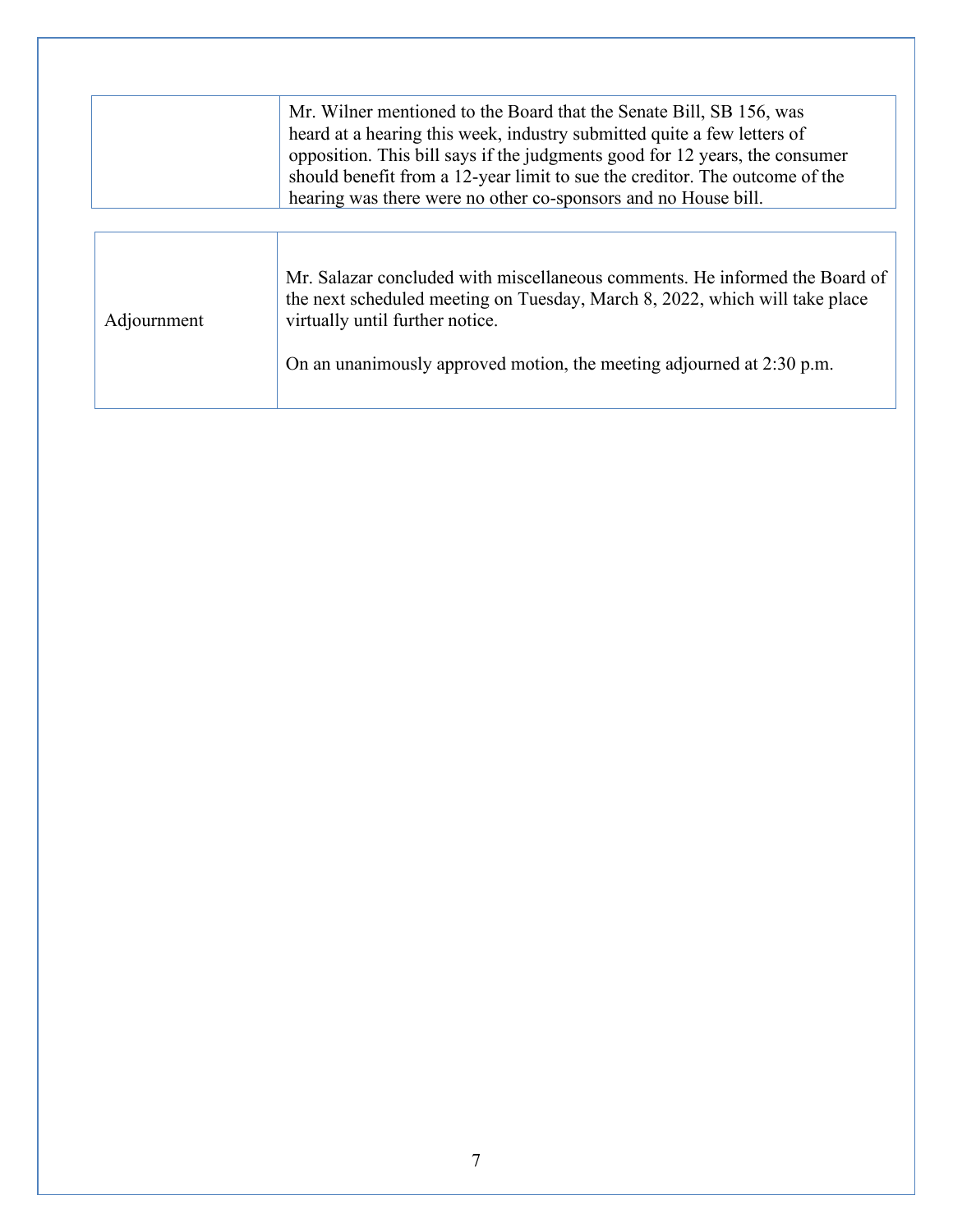| | |
|---|---|
| | Mr. Wilner mentioned to the Board that the Senate Bill, SB 156, was heard at a hearing this week, industry submitted quite a few letters of opposition. This bill says if the judgments good for 12 years, the consumer should benefit from a 12-year limit to sue the creditor. The outcome of the hearing was there were no other co-sponsors and no House bill. |

| | |
|---|---|
| Adjournment | Mr. Salazar concluded with miscellaneous comments. He informed the Board of the next scheduled meeting on Tuesday, March 8, 2022, which will take place virtually until further notice.<br><br>On an unanimously approved motion, the meeting adjourned at 2:30 p.m. |